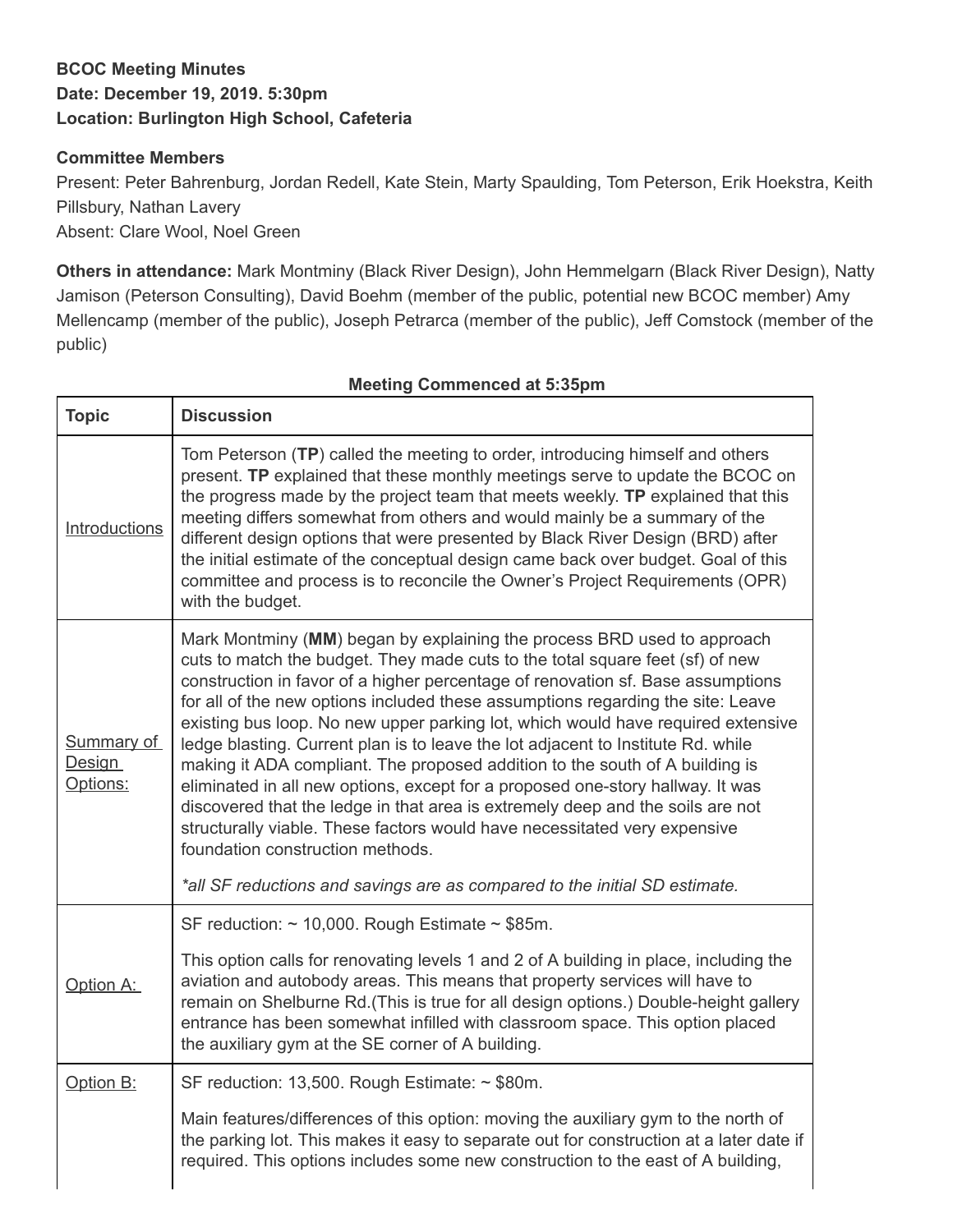**BCOC Meeting Minutes**
**Date: December 19, 2019. 5:30pm**
**Location: Burlington High School, Cafeteria**

**Committee Members**
Present: Peter Bahrenburg, Jordan Redell, Kate Stein, Marty Spaulding, Tom Peterson, Erik Hoekstra, Keith Pillsbury, Nathan Lavery
Absent: Clare Wool, Noel Green

**Others in attendance:** Mark Montminy (Black River Design), John Hemmelgarn (Black River Design), Natty Jamison (Peterson Consulting), David Boehm (member of the public, potential new BCOC member) Amy Mellencamp (member of the public), Joseph Petrarca (member of the public), Jeff Comstock (member of the public)

**Meeting Commenced at 5:35pm**

| Topic | Discussion |
|---|---|
| Introductions | Tom Peterson (**TP**) called the meeting to order, introducing himself and others present. **TP** explained that these monthly meetings serve to update the BCOC on the progress made by the project team that meets weekly. **TP** explained that this meeting differs somewhat from others and would mainly be a summary of the different design options that were presented by Black River Design (BRD) after the initial estimate of the conceptual design came back over budget. Goal of this committee and process is to reconcile the Owner's Project Requirements (OPR) with the budget. |
| Summary of Design Options: | Mark Montminy (**MM**) began by explaining the process BRD used to approach cuts to match the budget. They made cuts to the total square feet (sf) of new construction in favor of a higher percentage of renovation sf. Base assumptions for all of the new options included these assumptions regarding the site: Leave existing bus loop. No new upper parking lot, which would have required extensive ledge blasting. Current plan is to leave the lot adjacent to Institute Rd. while making it ADA compliant. The proposed addition to the south of A building is eliminated in all new options, except for a proposed one-story hallway. It was discovered that the ledge in that area is extremely deep and the soils are not structurally viable. These factors would have necessitated very expensive foundation construction methods.<br><br>*\*all SF reductions and savings are as compared to the initial SD estimate.* |
| Option A: | SF reduction: ~ 10,000. Rough Estimate ~ $85m.<br><br>This option calls for renovating levels 1 and 2 of A building in place, including the aviation and autobody areas. This means that property services will have to remain on Shelburne Rd.(This is true for all design options.) Double-height gallery entrance has been somewhat infilled with classroom space. This option placed the auxiliary gym at the SE corner of A building. |
| Option B: | SF reduction: 13,500. Rough Estimate: ~ $80m.<br><br>Main features/differences of this option: moving the auxiliary gym to the north of the parking lot. This makes it easy to separate out for construction at a later date if required. This options includes some new construction to the east of A building, |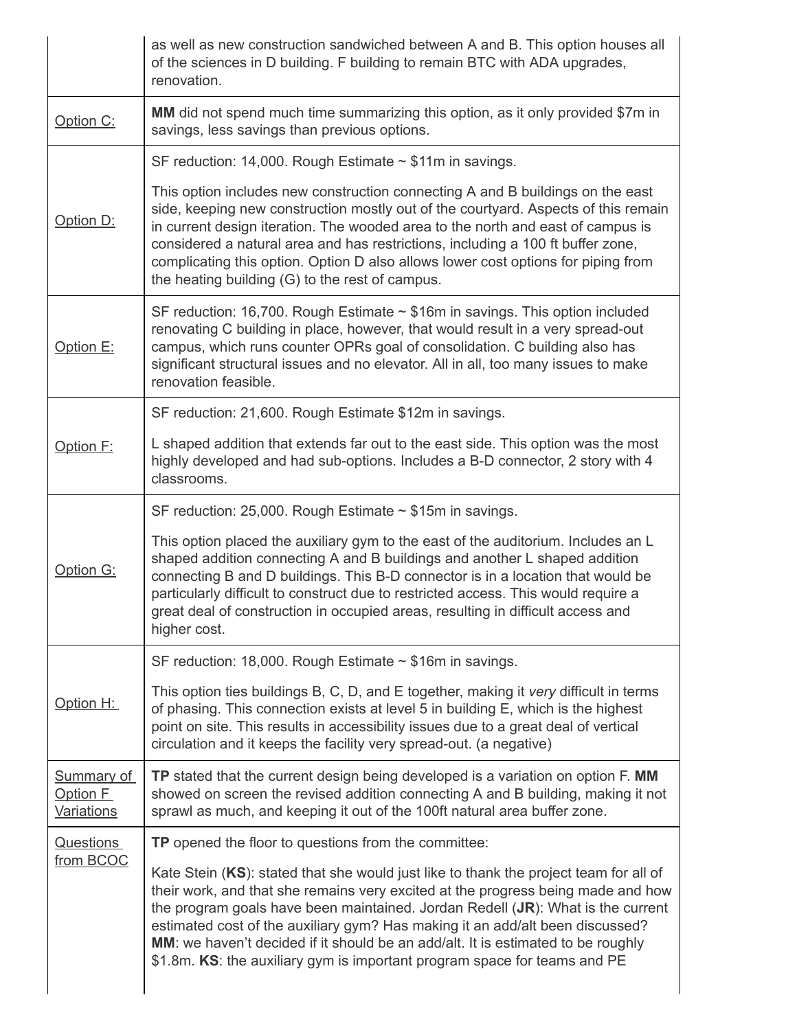| | |
|---|---|
| | as well as new construction sandwiched between A and B. This option houses all of the sciences in D building. F building to remain BTC with ADA upgrades, renovation. |
| Option C: | **MM** did not spend much time summarizing this option, as it only provided $7m in savings, less savings than previous options. |
| Option D: | SF reduction: 14,000. Rough Estimate ~ $11m in savings.<br><br>This option includes new construction connecting A and B buildings on the east side, keeping new construction mostly out of the courtyard. Aspects of this remain in current design iteration. The wooded area to the north and east of campus is considered a natural area and has restrictions, including a 100 ft buffer zone, complicating this option. Option D also allows lower cost options for piping from the heating building (G) to the rest of campus. |
| Option E: | SF reduction: 16,700. Rough Estimate ~ $16m in savings. This option included renovating C building in place, however, that would result in a very spread-out campus, which runs counter OPRs goal of consolidation. C building also has significant structural issues and no elevator. All in all, too many issues to make renovation feasible. |
| Option F: | SF reduction: 21,600. Rough Estimate $12m in savings.<br><br>L shaped addition that extends far out to the east side. This option was the most highly developed and had sub-options. Includes a B-D connector, 2 story with 4 classrooms. |
| Option G: | SF reduction: 25,000. Rough Estimate ~ $15m in savings.<br><br>This option placed the auxiliary gym to the east of the auditorium. Includes an L shaped addition connecting A and B buildings and another L shaped addition connecting B and D buildings. This B-D connector is in a location that would be particularly difficult to construct due to restricted access. This would require a great deal of construction in occupied areas, resulting in difficult access and higher cost. |
| Option H: | SF reduction: 18,000. Rough Estimate ~ $16m in savings.<br><br>This option ties buildings B, C, D, and E together, making it *very* difficult in terms of phasing. This connection exists at level 5 in building E, which is the highest point on site. This results in accessibility issues due to a great deal of vertical circulation and it keeps the facility very spread-out. (a negative) |
| Summary of Option F Variations | **TP** stated that the current design being developed is a variation on option F. **MM** showed on screen the revised addition connecting A and B building, making it not sprawl as much, and keeping it out of the 100ft natural area buffer zone. |
| Questions from BCOC | **TP** opened the floor to questions from the committee:<br><br>Kate Stein (**KS**): stated that she would just like to thank the project team for all of their work, and that she remains very excited at the progress being made and how the program goals have been maintained. Jordan Redell (**JR**): What is the current estimated cost of the auxiliary gym? Has making it an add/alt been discussed? **MM**: we haven't decided if it should be an add/alt. It is estimated to be roughly $1.8m. **KS**: the auxiliary gym is important program space for teams and PE |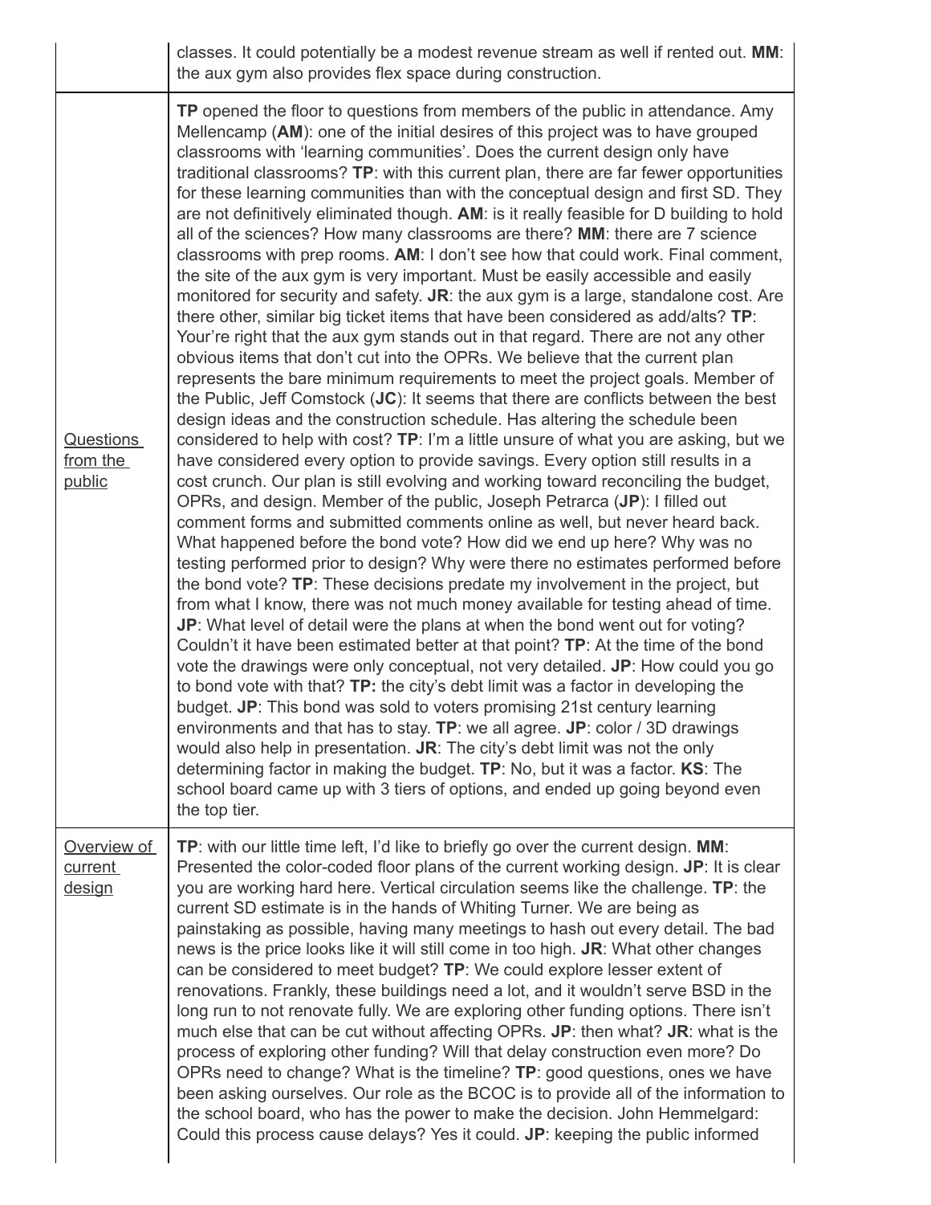| | |
|---|---|
| | classes. It could potentially be a modest revenue stream as well if rented out. **MM**: the aux gym also provides flex space during construction. |
| Questions from the public | **TP** opened the floor to questions from members of the public in attendance. Amy Mellencamp (**AM**): one of the initial desires of this project was to have grouped classrooms with 'learning communities'. Does the current design only have traditional classrooms? **TP**: with this current plan, there are far fewer opportunities for these learning communities than with the conceptual design and first SD. They are not definitively eliminated though. **AM**: is it really feasible for D building to hold all of the sciences? How many classrooms are there? **MM**: there are 7 science classrooms with prep rooms. **AM**: I don't see how that could work. Final comment, the site of the aux gym is very important. Must be easily accessible and easily monitored for security and safety. **JR**: the aux gym is a large, standalone cost. Are there other, similar big ticket items that have been considered as add/alts? **TP**: Your're right that the aux gym stands out in that regard. There are not any other obvious items that don't cut into the OPRs. We believe that the current plan represents the bare minimum requirements to meet the project goals. Member of the Public, Jeff Comstock (**JC**): It seems that there are conflicts between the best design ideas and the construction schedule. Has altering the schedule been considered to help with cost? **TP**: I'm a little unsure of what you are asking, but we have considered every option to provide savings. Every option still results in a cost crunch. Our plan is still evolving and working toward reconciling the budget, OPRs, and design. Member of the public, Joseph Petrarca (**JP**): I filled out comment forms and submitted comments online as well, but never heard back. What happened before the bond vote? How did we end up here? Why was no testing performed prior to design? Why were there no estimates performed before the bond vote? **TP**: These decisions predate my involvement in the project, but from what I know, there was not much money available for testing ahead of time. **JP**: What level of detail were the plans at when the bond went out for voting? Couldn't it have been estimated better at that point? **TP**: At the time of the bond vote the drawings were only conceptual, not very detailed. **JP**: How could you go to bond vote with that? **TP:** the city's debt limit was a factor in developing the budget. **JP**: This bond was sold to voters promising 21st century learning environments and that has to stay. **TP**: we all agree. **JP**: color / 3D drawings would also help in presentation. **JR**: The city's debt limit was not the only determining factor in making the budget. **TP**: No, but it was a factor. **KS**: The school board came up with 3 tiers of options, and ended up going beyond even the top tier. |
| Overview of current design | **TP**: with our little time left, I'd like to briefly go over the current design. **MM**: Presented the color-coded floor plans of the current working design. **JP**: It is clear you are working hard here. Vertical circulation seems like the challenge. **TP**: the current SD estimate is in the hands of Whiting Turner. We are being as painstaking as possible, having many meetings to hash out every detail. The bad news is the price looks like it will still come in too high. **JR**: What other changes can be considered to meet budget? **TP**: We could explore lesser extent of renovations. Frankly, these buildings need a lot, and it wouldn't serve BSD in the long run to not renovate fully. We are exploring other funding options. There isn't much else that can be cut without affecting OPRs. **JP**: then what? **JR**: what is the process of exploring other funding? Will that delay construction even more? Do OPRs need to change? What is the timeline? **TP**: good questions, ones we have been asking ourselves. Our role as the BCOC is to provide all of the information to the school board, who has the power to make the decision. John Hemmelgard: Could this process cause delays? Yes it could. **JP**: keeping the public informed |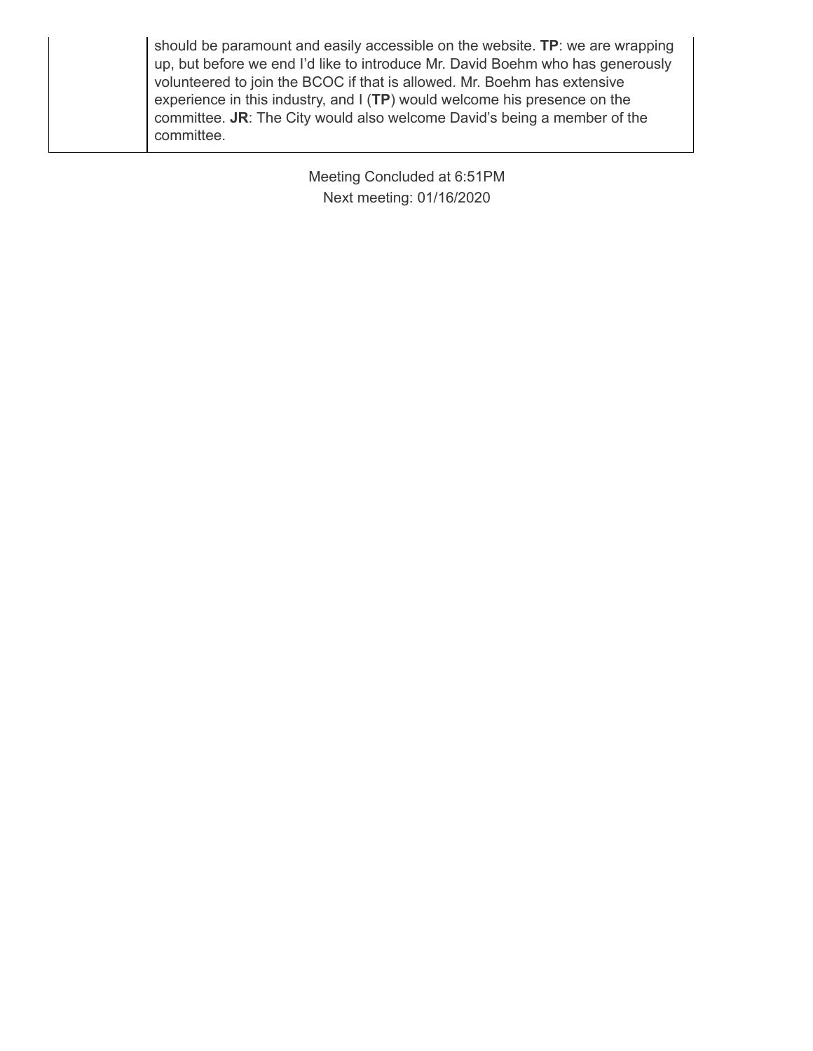| | |
|---|---|
| | should be paramount and easily accessible on the website. **TP**: we are wrapping up, but before we end I'd like to introduce Mr. David Boehm who has generously volunteered to join the BCOC if that is allowed. Mr. Boehm has extensive experience in this industry, and I (**TP**) would welcome his presence on the committee. **JR**: The City would also welcome David's being a member of the committee. |

Meeting Concluded at 6:51PM

Next meeting: 01/16/2020